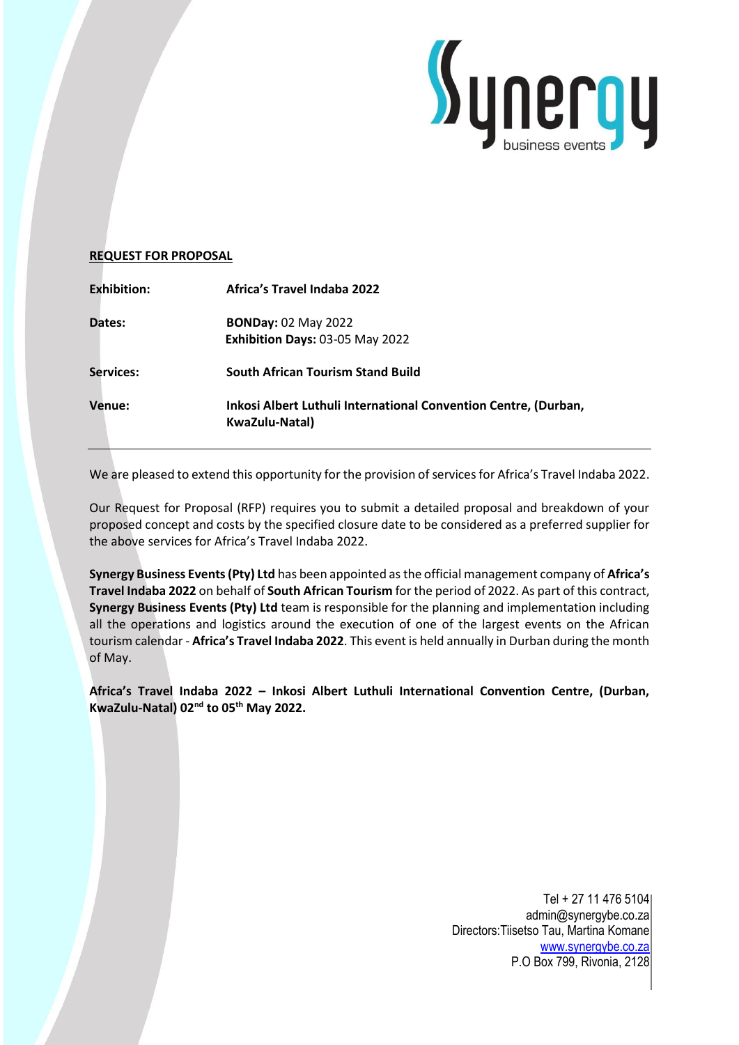**REQUEST FOR PROPOSAL**

| | |
|---|---|
| **Exhibition:** | **Africa's Travel Indaba 2022** |
| **Dates:** | **BONDay:** 02 May 2022<br>**Exhibition Days:** 03-05 May 2022 |
| **Services:** | **South African Tourism Stand Build** |
| **Venue:** | **Inkosi Albert Luthuli International Convention Centre, (Durban, KwaZulu-Natal)** |

We are pleased to extend this opportunity for the provision of services for Africa's Travel Indaba 2022.

Our Request for Proposal (RFP) requires you to submit a detailed proposal and breakdown of your proposed concept and costs by the specified closure date to be considered as a preferred supplier for the above services for Africa's Travel Indaba 2022.

**Synergy Business Events (Pty) Ltd** has been appointed as the official management company of **Africa's Travel Indaba 2022** on behalf of **South African Tourism** for the period of 2022. As part of this contract, **Synergy Business Events (Pty) Ltd** team is responsible for the planning and implementation including all the operations and logistics around the execution of one of the largest events on the African tourism calendar - **Africa's Travel Indaba 2022**. This event is held annually in Durban during the month of May.

**Africa's Travel Indaba 2022 – Inkosi Albert Luthuli International Convention Centre, (Durban, KwaZulu-Natal) 02nd to 05th May 2022.**

Tel + 27 11 476 5104
admin@synergybe.co.za
Directors:Tiisetso Tau, Martina Komane
www.synergybe.co.za
P.O Box 799, Rivonia, 2128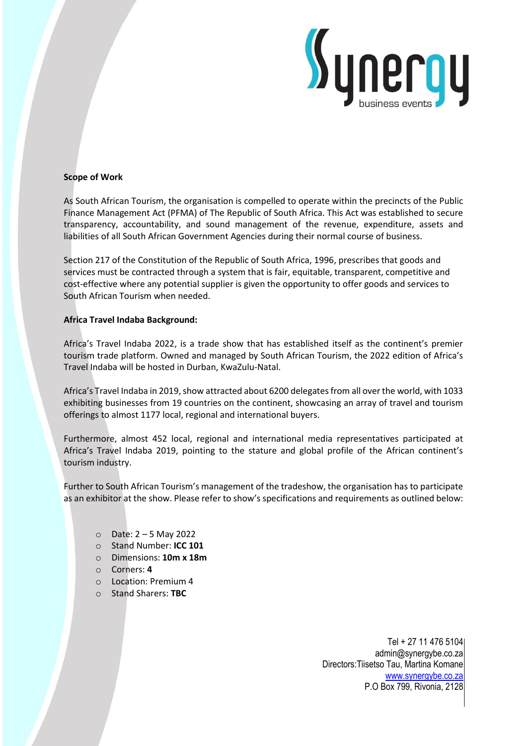**Scope of Work**

As South African Tourism, the organisation is compelled to operate within the precincts of the Public Finance Management Act (PFMA) of The Republic of South Africa. This Act was established to secure transparency, accountability, and sound management of the revenue, expenditure, assets and liabilities of all South African Government Agencies during their normal course of business.

Section 217 of the Constitution of the Republic of South Africa, 1996, prescribes that goods and services must be contracted through a system that is fair, equitable, transparent, competitive and cost-effective where any potential supplier is given the opportunity to offer goods and services to South African Tourism when needed.

**Africa Travel Indaba Background:**

Africa's Travel Indaba 2022, is a trade show that has established itself as the continent's premier tourism trade platform. Owned and managed by South African Tourism, the 2022 edition of Africa's Travel Indaba will be hosted in Durban, KwaZulu-Natal.

Africa's Travel Indaba in 2019, show attracted about 6200 delegates from all over the world, with 1033 exhibiting businesses from 19 countries on the continent, showcasing an array of travel and tourism offerings to almost 1177 local, regional and international buyers.

Furthermore, almost 452 local, regional and international media representatives participated at Africa's Travel Indaba 2019, pointing to the stature and global profile of the African continent's tourism industry.

Further to South African Tourism's management of the tradeshow, the organisation has to participate as an exhibitor at the show. Please refer to show's specifications and requirements as outlined below:

- Date: 2 – 5 May 2022
- Stand Number: **ICC 101**
- Dimensions: **10m x 18m**
- Corners: **4**
- Location: Premium 4
- Stand Sharers: **TBC**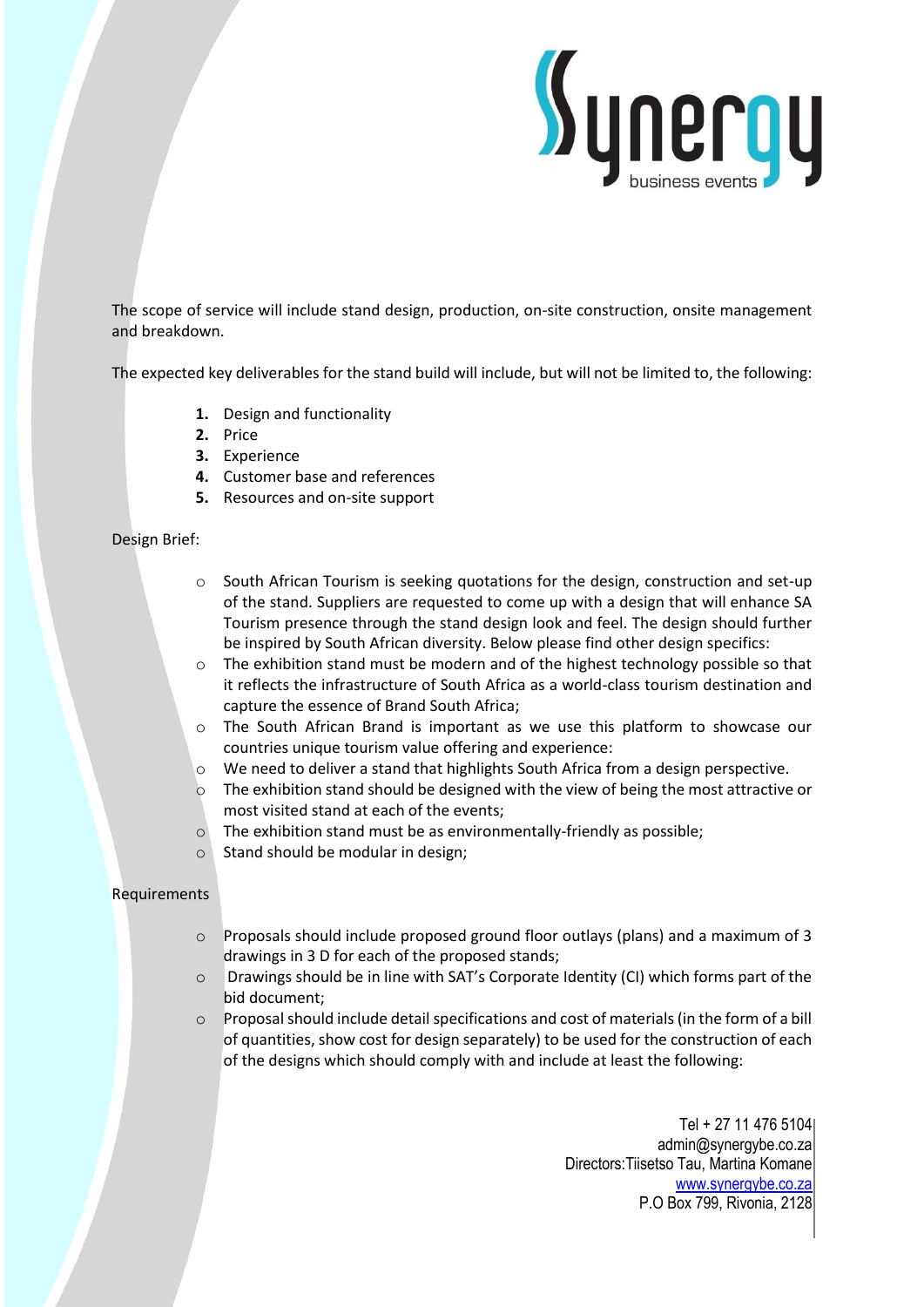The scope of service will include stand design, production, on-site construction, onsite management and breakdown.

The expected key deliverables for the stand build will include, but will not be limited to, the following:

1. Design and functionality
2. Price
3. Experience
4. Customer base and references
5. Resources and on-site support

Design Brief:

- South African Tourism is seeking quotations for the design, construction and set-up of the stand. Suppliers are requested to come up with a design that will enhance SA Tourism presence through the stand design look and feel. The design should further be inspired by South African diversity. Below please find other design specifics:
- The exhibition stand must be modern and of the highest technology possible so that it reflects the infrastructure of South Africa as a world-class tourism destination and capture the essence of Brand South Africa;
- The South African Brand is important as we use this platform to showcase our countries unique tourism value offering and experience:
- We need to deliver a stand that highlights South Africa from a design perspective.
- The exhibition stand should be designed with the view of being the most attractive or most visited stand at each of the events;
- The exhibition stand must be as environmentally-friendly as possible;
- Stand should be modular in design;

Requirements

- Proposals should include proposed ground floor outlays (plans) and a maximum of 3 drawings in 3 D for each of the proposed stands;
- Drawings should be in line with SAT's Corporate Identity (CI) which forms part of the bid document;
- Proposal should include detail specifications and cost of materials (in the form of a bill of quantities, show cost for design separately) to be used for the construction of each of the designs which should comply with and include at least the following: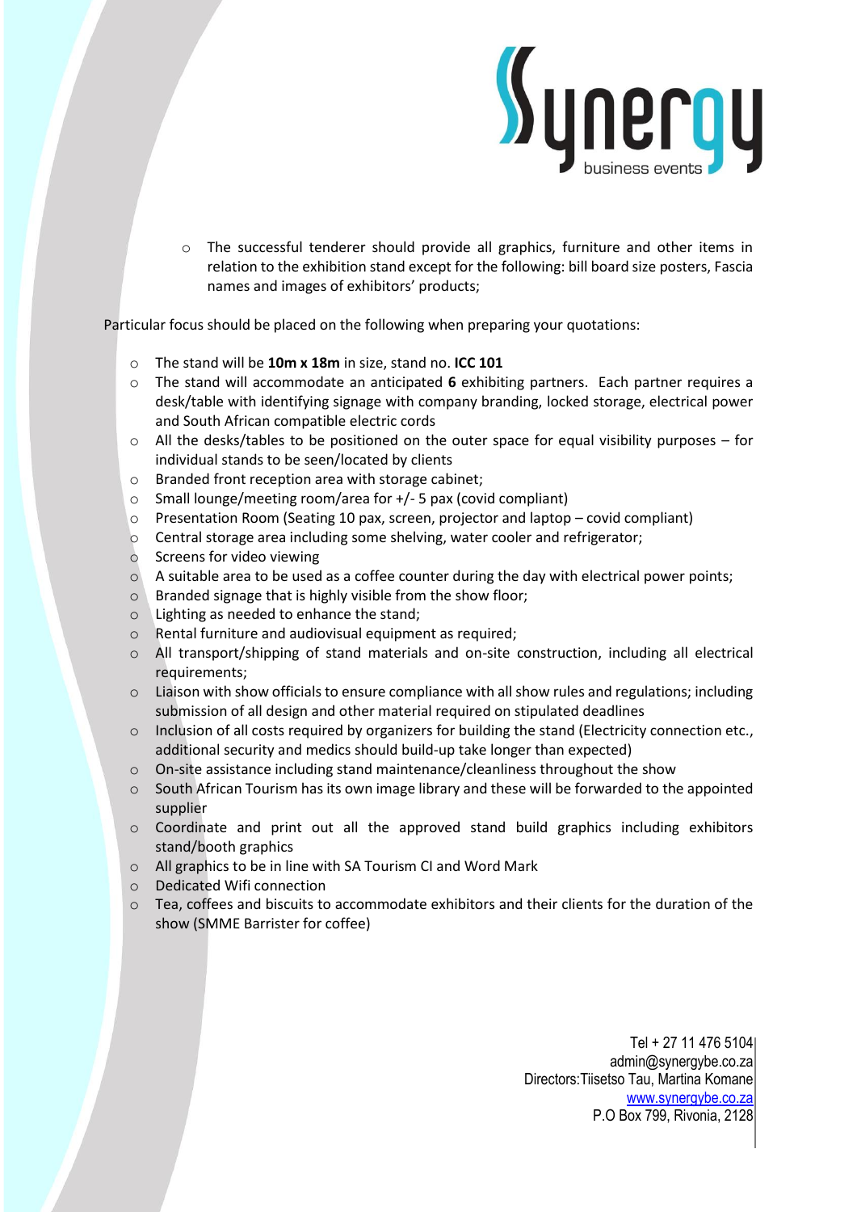- The successful tenderer should provide all graphics, furniture and other items in relation to the exhibition stand except for the following: bill board size posters, Fascia names and images of exhibitors' products;

Particular focus should be placed on the following when preparing your quotations:

- The stand will be **10m x 18m** in size, stand no. **ICC 101**
- The stand will accommodate an anticipated **6** exhibiting partners. Each partner requires a desk/table with identifying signage with company branding, locked storage, electrical power and South African compatible electric cords
- All the desks/tables to be positioned on the outer space for equal visibility purposes – for individual stands to be seen/located by clients
- Branded front reception area with storage cabinet;
- Small lounge/meeting room/area for +/- 5 pax (covid compliant)
- Presentation Room (Seating 10 pax, screen, projector and laptop – covid compliant)
- Central storage area including some shelving, water cooler and refrigerator;
- Screens for video viewing
- A suitable area to be used as a coffee counter during the day with electrical power points;
- Branded signage that is highly visible from the show floor;
- Lighting as needed to enhance the stand;
- Rental furniture and audiovisual equipment as required;
- All transport/shipping of stand materials and on-site construction, including all electrical requirements;
- Liaison with show officials to ensure compliance with all show rules and regulations; including submission of all design and other material required on stipulated deadlines
- Inclusion of all costs required by organizers for building the stand (Electricity connection etc., additional security and medics should build-up take longer than expected)
- On-site assistance including stand maintenance/cleanliness throughout the show
- South African Tourism has its own image library and these will be forwarded to the appointed supplier
- Coordinate and print out all the approved stand build graphics including exhibitors stand/booth graphics
- All graphics to be in line with SA Tourism CI and Word Mark
- Dedicated Wifi connection
- Tea, coffees and biscuits to accommodate exhibitors and their clients for the duration of the show (SMME Barrister for coffee)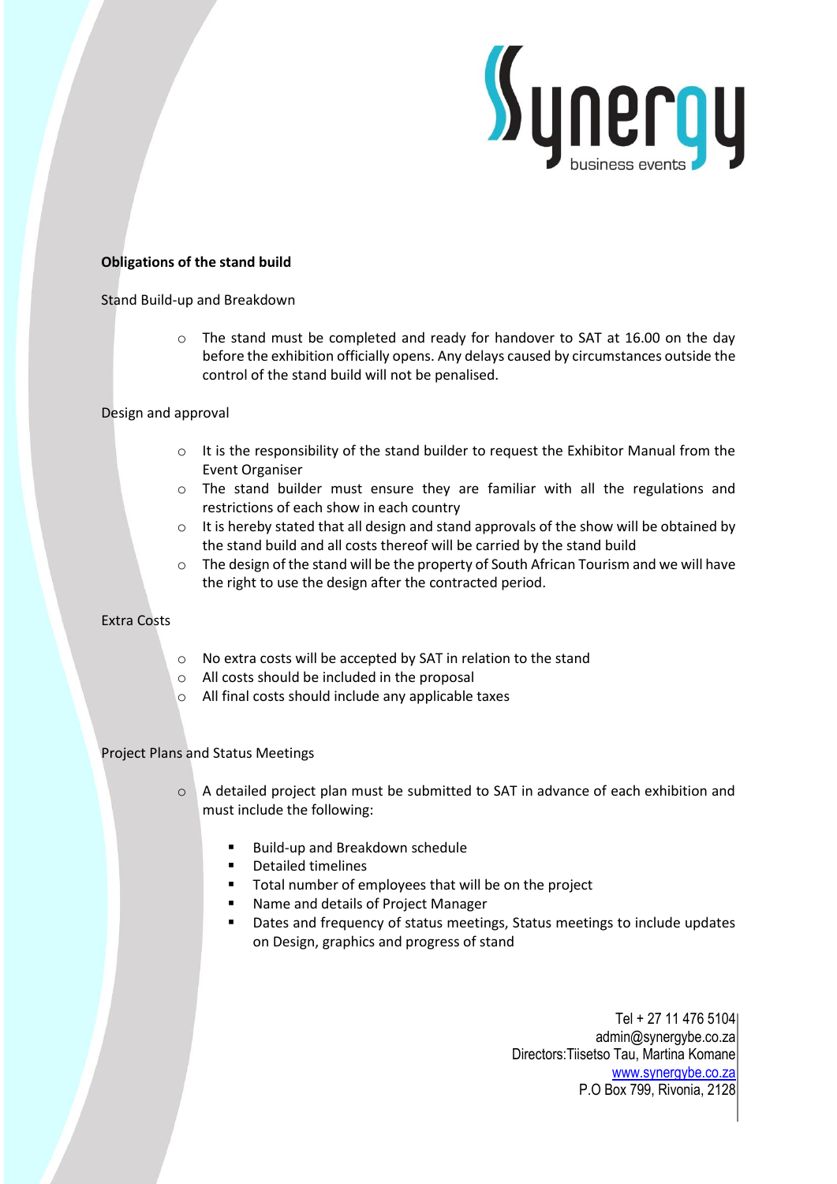**Obligations of the stand build**

Stand Build-up and Breakdown

- The stand must be completed and ready for handover to SAT at 16.00 on the day before the exhibition officially opens. Any delays caused by circumstances outside the control of the stand build will not be penalised.

Design and approval

- It is the responsibility of the stand builder to request the Exhibitor Manual from the Event Organiser
- The stand builder must ensure they are familiar with all the regulations and restrictions of each show in each country
- It is hereby stated that all design and stand approvals of the show will be obtained by the stand build and all costs thereof will be carried by the stand build
- The design of the stand will be the property of South African Tourism and we will have the right to use the design after the contracted period.

Extra Costs

- No extra costs will be accepted by SAT in relation to the stand
- All costs should be included in the proposal
- All final costs should include any applicable taxes

Project Plans and Status Meetings

- A detailed project plan must be submitted to SAT in advance of each exhibition and must include the following:
  - Build-up and Breakdown schedule
  - Detailed timelines
  - Total number of employees that will be on the project
  - Name and details of Project Manager
  - Dates and frequency of status meetings, Status meetings to include updates on Design, graphics and progress of stand

Tel + 27 11 476 5104
admin@synergybe.co.za
Directors:Tiisetso Tau, Martina Komane
www.synergybe.co.za
P.O Box 799, Rivonia, 2128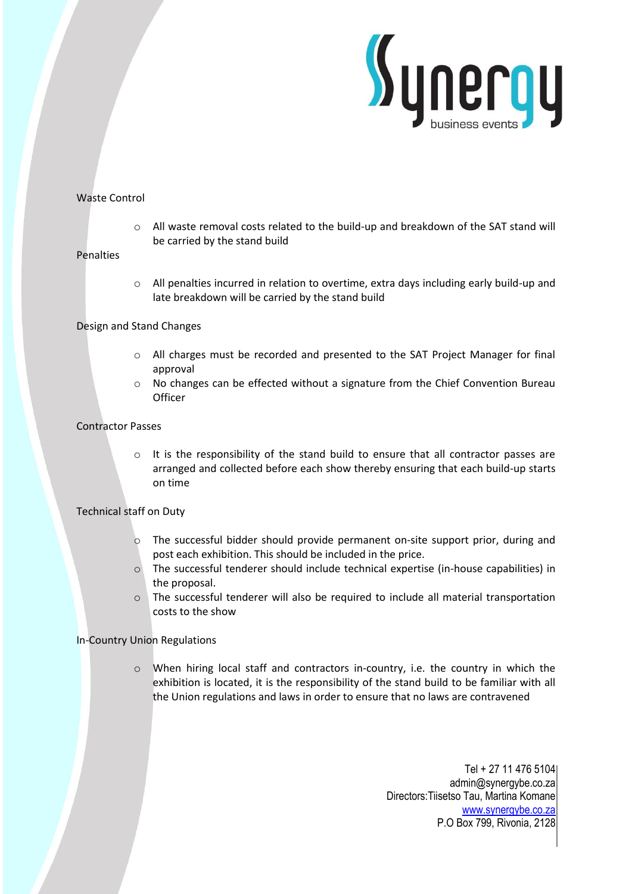Waste Control

- All waste removal costs related to the build-up and breakdown of the SAT stand will be carried by the stand build

Penalties

- All penalties incurred in relation to overtime, extra days including early build-up and late breakdown will be carried by the stand build

Design and Stand Changes

- All charges must be recorded and presented to the SAT Project Manager for final approval
- No changes can be effected without a signature from the Chief Convention Bureau Officer

Contractor Passes

- It is the responsibility of the stand build to ensure that all contractor passes are arranged and collected before each show thereby ensuring that each build-up starts on time

Technical staff on Duty

- The successful bidder should provide permanent on-site support prior, during and post each exhibition. This should be included in the price.
- The successful tenderer should include technical expertise (in-house capabilities) in the proposal.
- The successful tenderer will also be required to include all material transportation costs to the show

In-Country Union Regulations

- When hiring local staff and contractors in-country, i.e. the country in which the exhibition is located, it is the responsibility of the stand build to be familiar with all the Union regulations and laws in order to ensure that no laws are contravened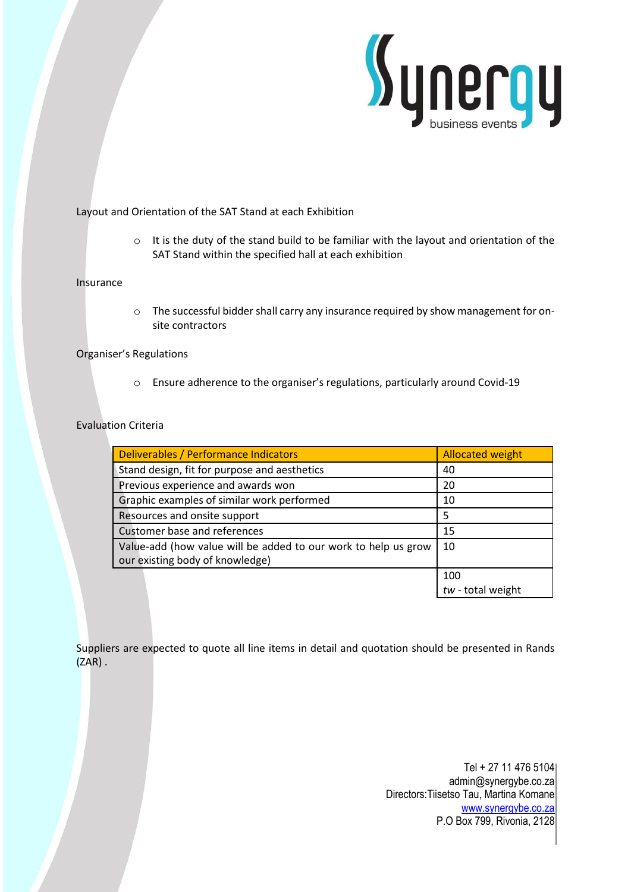Layout and Orientation of the SAT Stand at each Exhibition

- It is the duty of the stand build to be familiar with the layout and orientation of the SAT Stand within the specified hall at each exhibition

Insurance

- The successful bidder shall carry any insurance required by show management for on-site contractors

Organiser's Regulations

- Ensure adherence to the organiser's regulations, particularly around Covid-19

Evaluation Criteria

| Deliverables / Performance Indicators | Allocated weight |
|---|---|
| Stand design, fit for purpose and aesthetics | 40 |
| Previous experience and awards won | 20 |
| Graphic examples of similar work performed | 10 |
| Resources and onsite support | 5 |
| Customer base and references | 15 |
| Value-add (how value will be added to our work to help us grow our existing body of knowledge) | 10 |
| | 100 *tw* - total weight |

Suppliers are expected to quote all line items in detail and quotation should be presented in Rands (ZAR) .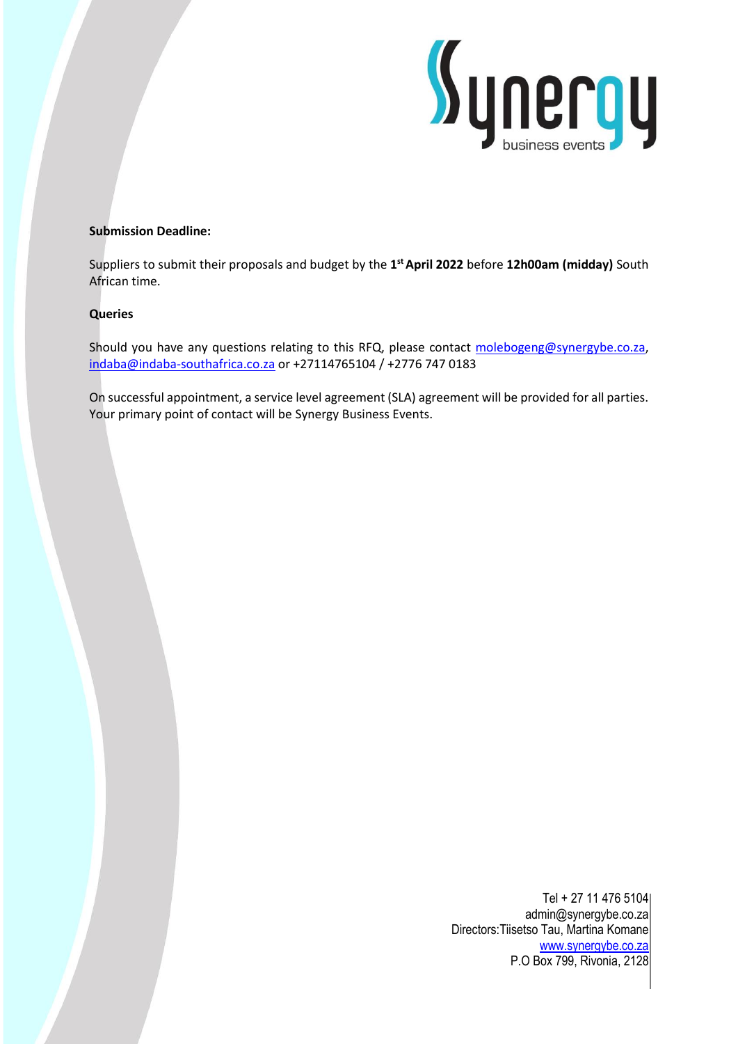**Submission Deadline:**

Suppliers to submit their proposals and budget by the 1st **April 2022** before **12h00am (midday)** South African time.

**Queries**

Should you have any questions relating to this RFQ, please contact molebogeng@synergybe.co.za, indaba@indaba-southafrica.co.za or +27114765104 / +2776 747 0183

On successful appointment, a service level agreement (SLA) agreement will be provided for all parties. Your primary point of contact will be Synergy Business Events.

Tel + 27 11 476 5104
admin@synergybe.co.za
Directors:Tiisetso Tau, Martina Komane
www.synergybe.co.za
P.O Box 799, Rivonia, 2128